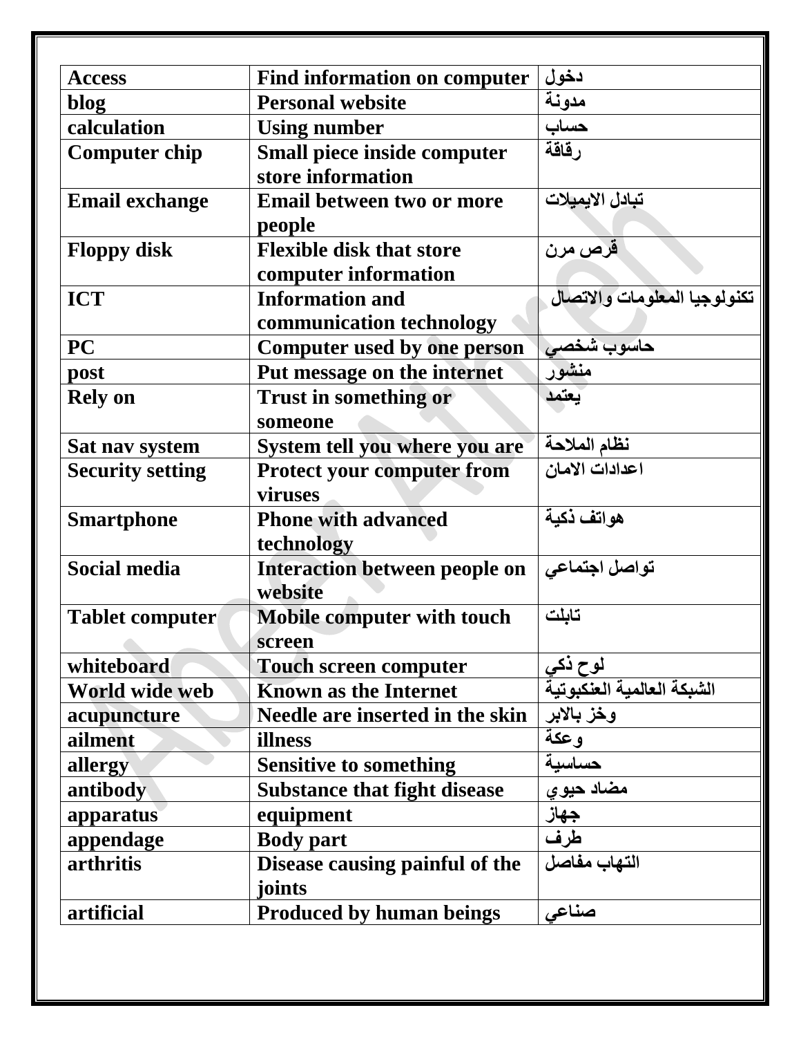| Access | Find information on computer | دخول |
|---|---|---|
| blog | Personal website | مدونة |
| calculation | Using number | حساب |
| Computer chip | Small piece inside computer store information | رقاقة |
| Email exchange | Email between two or more people | تبادل الايميلات |
| Floppy disk | Flexible disk that store computer information | قرص مرن |
| ICT | Information and communication technology | تكنولوجيا المعلومات والاتصال |
| PC | Computer used by one person | حاسوب شخصي |
| post | Put message on the internet | منشور |
| Rely on | Trust in something or someone | يعتمد |
| Sat nav system | System tell you where you are | نظام الملاحة |
| Security setting | Protect your computer from viruses | اعدادات الامان |
| Smartphone | Phone with advanced technology | هواتف ذكية |
| Social media | Interaction between people on website | تواصل اجتماعي |
| Tablet computer | Mobile computer with touch screen | تابلت |
| whiteboard | Touch screen computer | لوح ذكي |
| World wide web | Known as the Internet | الشبكة العالمية العنكبوتية |
| acupuncture | Needle are inserted in the skin | وخز بالابر |
| ailment | illness | وعكة |
| allergy | Sensitive to something | حساسية |
| antibody | Substance that fight disease | مضاد حيوي |
| apparatus | equipment | جهاز |
| appendage | Body part | طرف |
| arthritis | Disease causing painful of the joints | التهاب مفاصل |
| artificial | Produced by human beings | صناعي |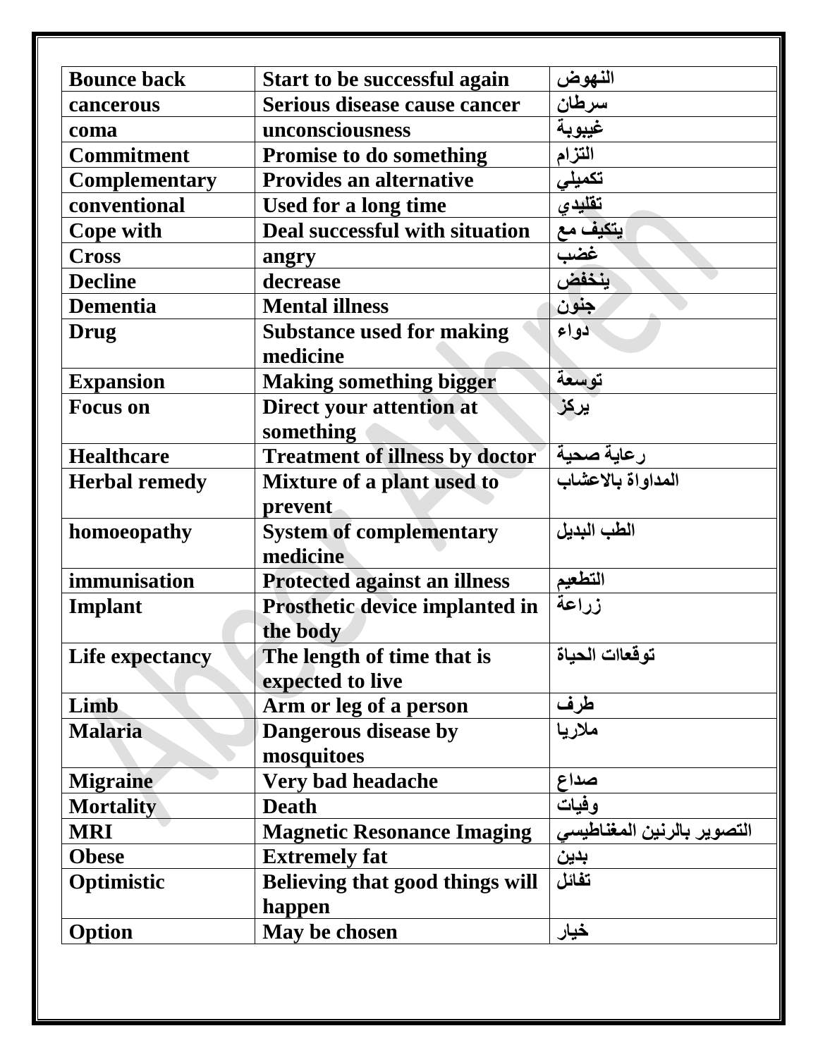| Bounce back | Start to be successful again | النهوض |
|---|---|---|
| cancerous | Serious disease cause cancer | سرطان |
| coma | unconsciousness | غيبوبة |
| Commitment | Promise to do something | التزام |
| Complementary | Provides an alternative | تكميلي |
| conventional | Used for a long time | تقليدي |
| Cope with | Deal successful with situation | يتكيف مع |
| Cross | angry | غضب |
| Decline | decrease | ينخفض |
| Dementia | Mental illness | جنون |
| Drug | Substance used for making medicine | دواء |
| Expansion | Making something bigger | توسعة |
| Focus on | Direct your attention at something | يركز |
| Healthcare | Treatment of illness by doctor | رعاية صحية |
| Herbal remedy | Mixture of a plant used to prevent | المداواة بالاعشاب |
| homoeopathy | System of complementary medicine | الطب البديل |
| immunisation | Protected against an illness | التطعيم |
| Implant | Prosthetic device implanted in the body | زراعة |
| Life expectancy | The length of time that is expected to live | توقعات الحياة |
| Limb | Arm or leg of a person | طرف |
| Malaria | Dangerous disease by mosquitoes | ملاريا |
| Migraine | Very bad headache | صداع |
| Mortality | Death | وفيات |
| MRI | Magnetic Resonance Imaging | التصوير بالرنين المغناطيسي |
| Obese | Extremely fat | بدين |
| Optimistic | Believing that good things will happen | تفائل |
| Option | May be chosen | خيار |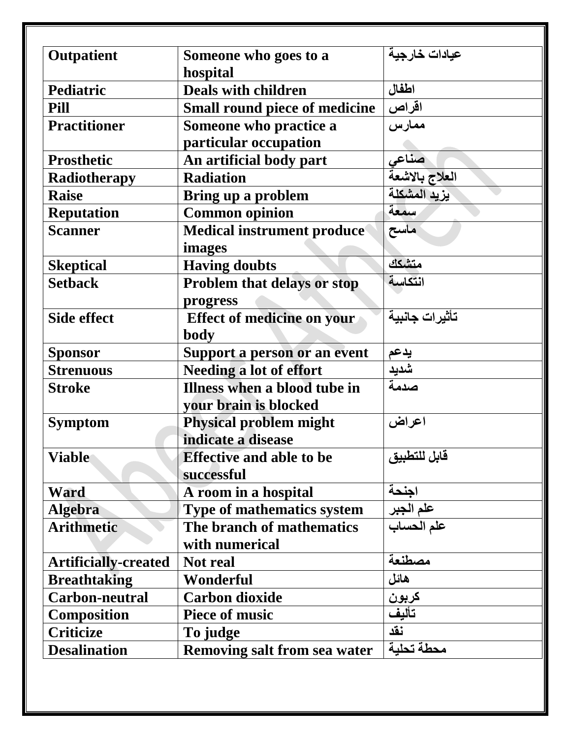| Outpatient | Someone who goes to a hospital | عيادات خارجية |
|---|---|---|
| Pediatric | Deals with children | اطفال |
| Pill | Small round piece of medicine | اقراص |
| Practitioner | Someone who practice a particular occupation | ممارس |
| Prosthetic | An artificial body part | صناعي |
| Radiotherapy | Radiation | العلاج بالاشعة |
| Raise | Bring up a problem | يزيد المشكلة |
| Reputation | Common opinion | سمعة |
| Scanner | Medical instrument produce images | ماسح |
| Skeptical | Having doubts | متشكك |
| Setback | Problem that delays or stop progress | انتكاسة |
| Side effect | Effect of medicine on your body | تأثيرات جانبية |
| Sponsor | Support a person or an event | يدعم |
| Strenuous | Needing a lot of effort | شديد |
| Stroke | Illness when a blood tube in your brain is blocked | صدمة |
| Symptom | Physical problem might indicate a disease | اعراض |
| Viable | Effective and able to be successful | قابل للتطبيق |
| Ward | A room in a hospital | اجنحة |
| Algebra | Type of mathematics system | علم الجبر |
| Arithmetic | The branch of mathematics with numerical | علم الحساب |
| Artificially-created | Not real | مصطنعة |
| Breathtaking | Wonderful | هائل |
| Carbon-neutral | Carbon dioxide | كربون |
| Composition | Piece of music | تأليف |
| Criticize | To judge | نقد |
| Desalination | Removing salt from sea water | محطة تحلية |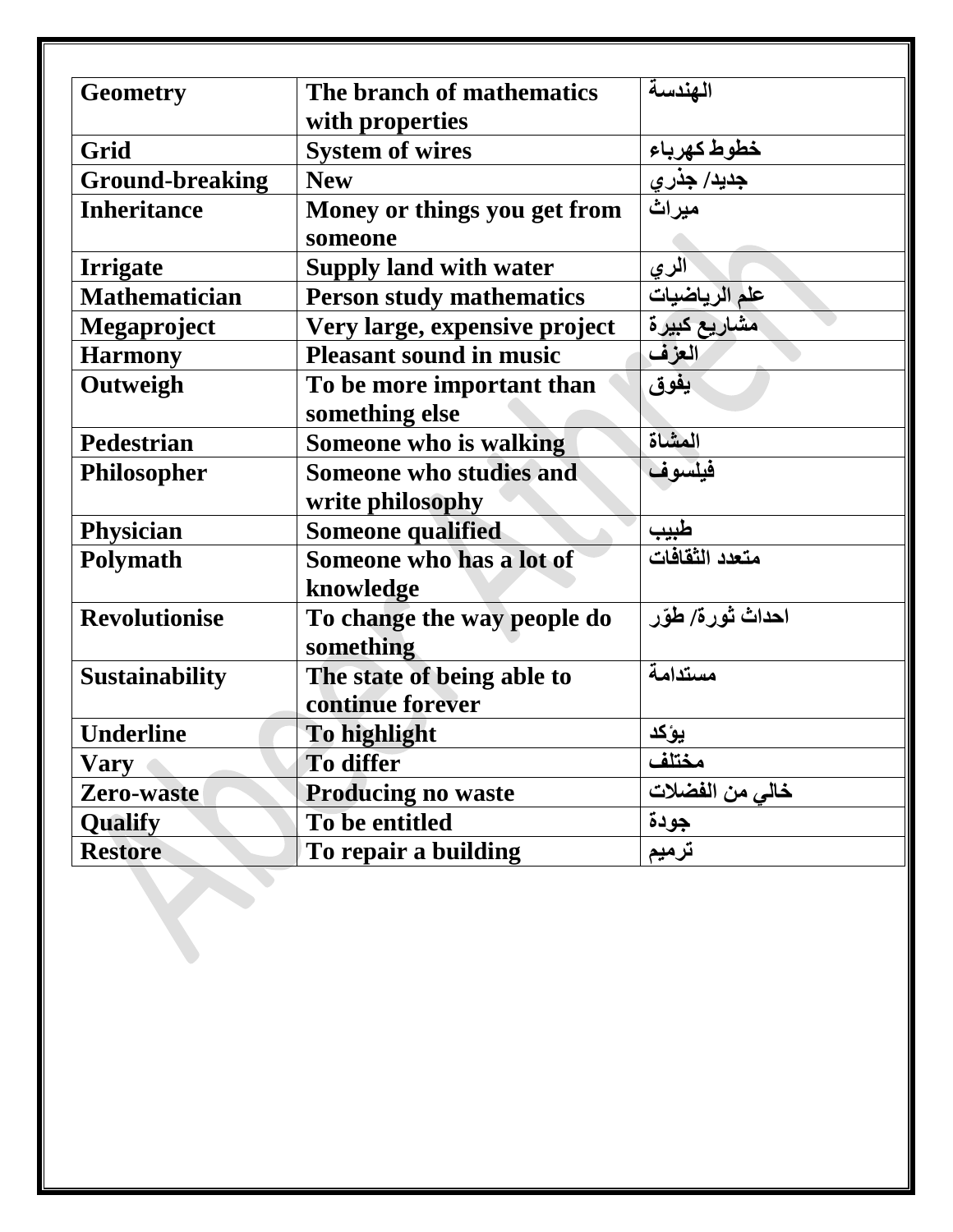| | | |
|---|---|---|
| **Geometry** | **The branch of mathematics with properties** | **الهندسة** |
| **Grid** | **System of wires** | **خطوط كهرباء** |
| **Ground-breaking** | **New** | **جديد/ جذري** |
| **Inheritance** | **Money or things you get from someone** | **ميراث** |
| **Irrigate** | **Supply land with water** | **الري** |
| **Mathematician** | **Person study mathematics** | **علم الرياضيات** |
| **Megaproject** | **Very large, expensive project** | **مشاريع كبيرة** |
| **Harmony** | **Pleasant sound in music** | **العزف** |
| **Outweigh** | **To be more important than something else** | **يفوق** |
| **Pedestrian** | **Someone who is walking** | **المشاة** |
| **Philosopher** | **Someone who studies and write philosophy** | **فيلسوف** |
| **Physician** | **Someone qualified** | **طبيب** |
| **Polymath** | **Someone who has a lot of knowledge** | **متعدد الثقافات** |
| **Revolutionise** | **To change the way people do something** | **احداث ثورة/ طوّر** |
| **Sustainability** | **The state of being able to continue forever** | **مستدامة** |
| **Underline** | **To highlight** | **يؤكد** |
| **Vary** | **To differ** | **مختلف** |
| **Zero-waste** | **Producing no waste** | **خالي من الفضلات** |
| **Qualify** | **To be entitled** | **جودة** |
| **Restore** | **To repair a building** | **ترميم** |